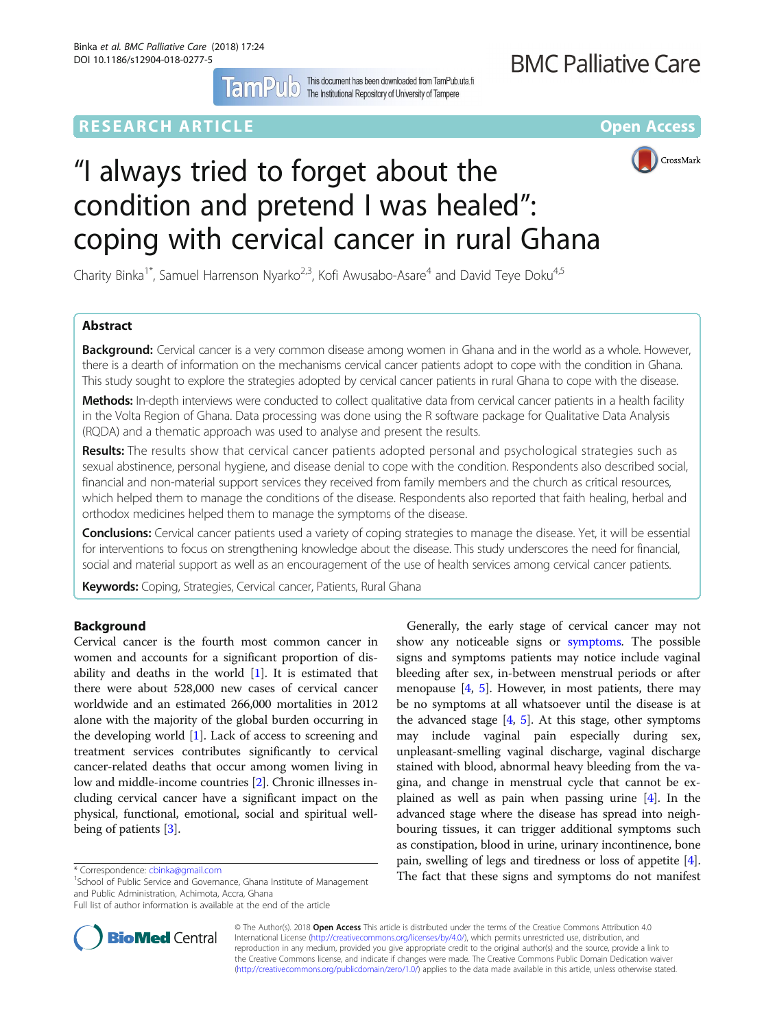RESEARCH ARTICLE

Open Access

# "I always tried to forget about the condition and pretend I was healed": coping with cervical cancer in rural Ghana

Charity Binka[1*], Samuel Harrenson Nyarko[2,3], Kofi Awusabo-Asare[4] and David Teye Doku[4,5]

## Abstract

**Background:** Cervical cancer is a very common disease among women in Ghana and in the world as a whole. However, there is a dearth of information on the mechanisms cervical cancer patients adopt to cope with the condition in Ghana. This study sought to explore the strategies adopted by cervical cancer patients in rural Ghana to cope with the disease.

**Methods:** In-depth interviews were conducted to collect qualitative data from cervical cancer patients in a health facility in the Volta Region of Ghana. Data processing was done using the R software package for Qualitative Data Analysis (RQDA) and a thematic approach was used to analyse and present the results.

**Results:** The results show that cervical cancer patients adopted personal and psychological strategies such as sexual abstinence, personal hygiene, and disease denial to cope with the condition. Respondents also described social, financial and non-material support services they received from family members and the church as critical resources, which helped them to manage the conditions of the disease. Respondents also reported that faith healing, herbal and orthodox medicines helped them to manage the symptoms of the disease.

**Conclusions:** Cervical cancer patients used a variety of coping strategies to manage the disease. Yet, it will be essential for interventions to focus on strengthening knowledge about the disease. This study underscores the need for financial, social and material support as well as an encouragement of the use of health services among cervical cancer patients.

**Keywords:** Coping, Strategies, Cervical cancer, Patients, Rural Ghana

## Background

Cervical cancer is the fourth most common cancer in women and accounts for a significant proportion of disability and deaths in the world [1]. It is estimated that there were about 528,000 new cases of cervical cancer worldwide and an estimated 266,000 mortalities in 2012 alone with the majority of the global burden occurring in the developing world [1]. Lack of access to screening and treatment services contributes significantly to cervical cancer-related deaths that occur among women living in low and middle-income countries [2]. Chronic illnesses including cervical cancer have a significant impact on the physical, functional, emotional, social and spiritual well-being of patients [3].

Generally, the early stage of cervical cancer may not show any noticeable signs or symptoms. The possible signs and symptoms patients may notice include vaginal bleeding after sex, in-between menstrual periods or after menopause [4, 5]. However, in most patients, there may be no symptoms at all whatsoever until the disease is at the advanced stage [4, 5]. At this stage, other symptoms may include vaginal pain especially during sex, unpleasant-smelling vaginal discharge, vaginal discharge stained with blood, abnormal heavy bleeding from the vagina, and change in menstrual cycle that cannot be explained as well as pain when passing urine [4]. In the advanced stage where the disease has spread into neighbouring tissues, it can trigger additional symptoms such as constipation, blood in urine, urinary incontinence, bone pain, swelling of legs and tiredness or loss of appetite [4]. The fact that these signs and symptoms do not manifest

* Correspondence: cbinka@gmail.com
[1]School of Public Service and Governance, Ghana Institute of Management and Public Administration, Achimota, Accra, Ghana
Full list of author information is available at the end of the article

© The Author(s). 2018 **Open Access** This article is distributed under the terms of the Creative Commons Attribution 4.0 International License (http://creativecommons.org/licenses/by/4.0/), which permits unrestricted use, distribution, and reproduction in any medium, provided you give appropriate credit to the original author(s) and the source, provide a link to the Creative Commons license, and indicate if changes were made. The Creative Commons Public Domain Dedication waiver (http://creativecommons.org/publicdomain/zero/1.0/) applies to the data made available in this article, unless otherwise stated.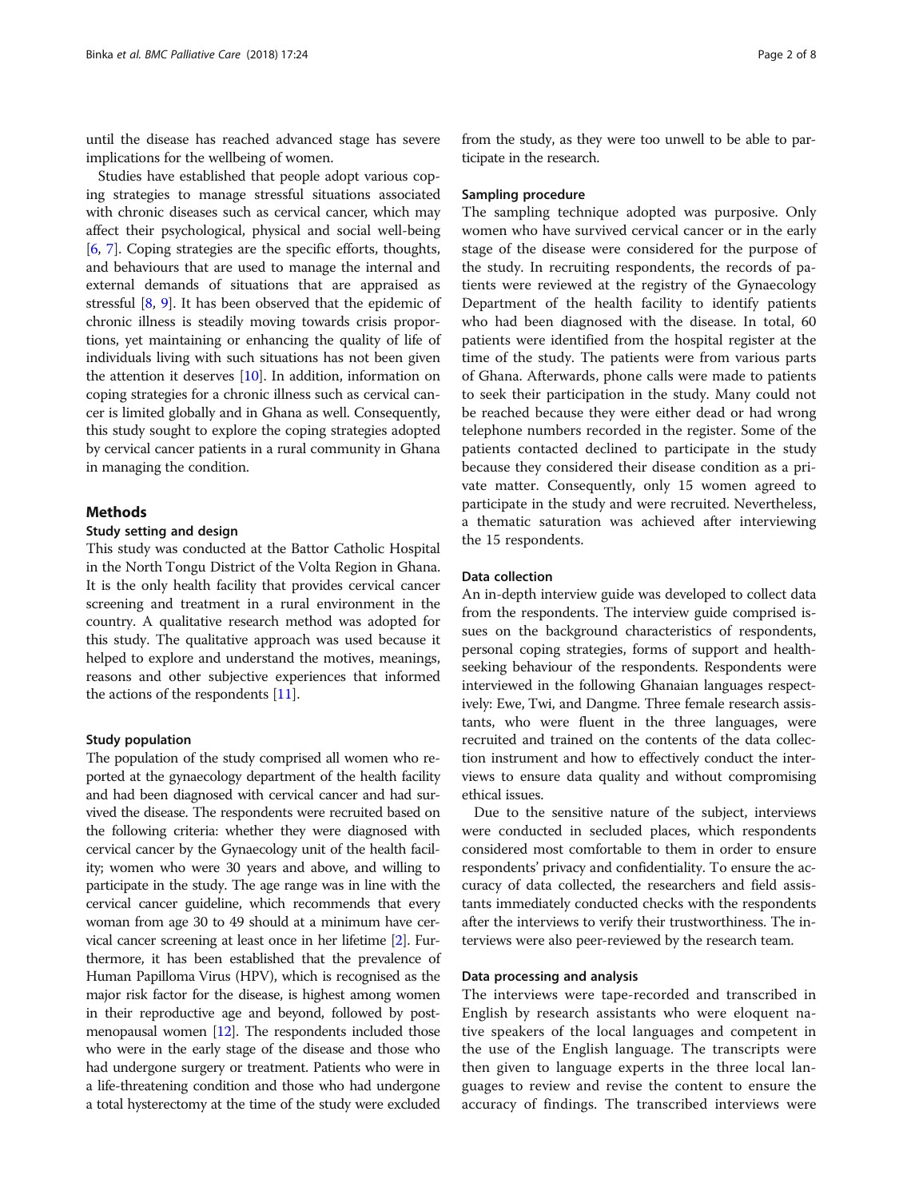until the disease has reached advanced stage has severe implications for the wellbeing of women.

Studies have established that people adopt various coping strategies to manage stressful situations associated with chronic diseases such as cervical cancer, which may affect their psychological, physical and social well-being [6, 7]. Coping strategies are the specific efforts, thoughts, and behaviours that are used to manage the internal and external demands of situations that are appraised as stressful [8, 9]. It has been observed that the epidemic of chronic illness is steadily moving towards crisis proportions, yet maintaining or enhancing the quality of life of individuals living with such situations has not been given the attention it deserves [10]. In addition, information on coping strategies for a chronic illness such as cervical cancer is limited globally and in Ghana as well. Consequently, this study sought to explore the coping strategies adopted by cervical cancer patients in a rural community in Ghana in managing the condition.

## Methods

### Study setting and design

This study was conducted at the Battor Catholic Hospital in the North Tongu District of the Volta Region in Ghana. It is the only health facility that provides cervical cancer screening and treatment in a rural environment in the country. A qualitative research method was adopted for this study. The qualitative approach was used because it helped to explore and understand the motives, meanings, reasons and other subjective experiences that informed the actions of the respondents [11].

### Study population

The population of the study comprised all women who reported at the gynaecology department of the health facility and had been diagnosed with cervical cancer and had survived the disease. The respondents were recruited based on the following criteria: whether they were diagnosed with cervical cancer by the Gynaecology unit of the health facility; women who were 30 years and above, and willing to participate in the study. The age range was in line with the cervical cancer guideline, which recommends that every woman from age 30 to 49 should at a minimum have cervical cancer screening at least once in her lifetime [2]. Furthermore, it has been established that the prevalence of Human Papilloma Virus (HPV), which is recognised as the major risk factor for the disease, is highest among women in their reproductive age and beyond, followed by postmenopausal women [12]. The respondents included those who were in the early stage of the disease and those who had undergone surgery or treatment. Patients who were in a life-threatening condition and those who had undergone a total hysterectomy at the time of the study were excluded from the study, as they were too unwell to be able to participate in the research.

### Sampling procedure

The sampling technique adopted was purposive. Only women who have survived cervical cancer or in the early stage of the disease were considered for the purpose of the study. In recruiting respondents, the records of patients were reviewed at the registry of the Gynaecology Department of the health facility to identify patients who had been diagnosed with the disease. In total, 60 patients were identified from the hospital register at the time of the study. The patients were from various parts of Ghana. Afterwards, phone calls were made to patients to seek their participation in the study. Many could not be reached because they were either dead or had wrong telephone numbers recorded in the register. Some of the patients contacted declined to participate in the study because they considered their disease condition as a private matter. Consequently, only 15 women agreed to participate in the study and were recruited. Nevertheless, a thematic saturation was achieved after interviewing the 15 respondents.

### Data collection

An in-depth interview guide was developed to collect data from the respondents. The interview guide comprised issues on the background characteristics of respondents, personal coping strategies, forms of support and health-seeking behaviour of the respondents. Respondents were interviewed in the following Ghanaian languages respectively: Ewe, Twi, and Dangme. Three female research assistants, who were fluent in the three languages, were recruited and trained on the contents of the data collection instrument and how to effectively conduct the interviews to ensure data quality and without compromising ethical issues.

Due to the sensitive nature of the subject, interviews were conducted in secluded places, which respondents considered most comfortable to them in order to ensure respondents' privacy and confidentiality. To ensure the accuracy of data collected, the researchers and field assistants immediately conducted checks with the respondents after the interviews to verify their trustworthiness. The interviews were also peer-reviewed by the research team.

### Data processing and analysis

The interviews were tape-recorded and transcribed in English by research assistants who were eloquent native speakers of the local languages and competent in the use of the English language. The transcripts were then given to language experts in the three local languages to review and revise the content to ensure the accuracy of findings. The transcribed interviews were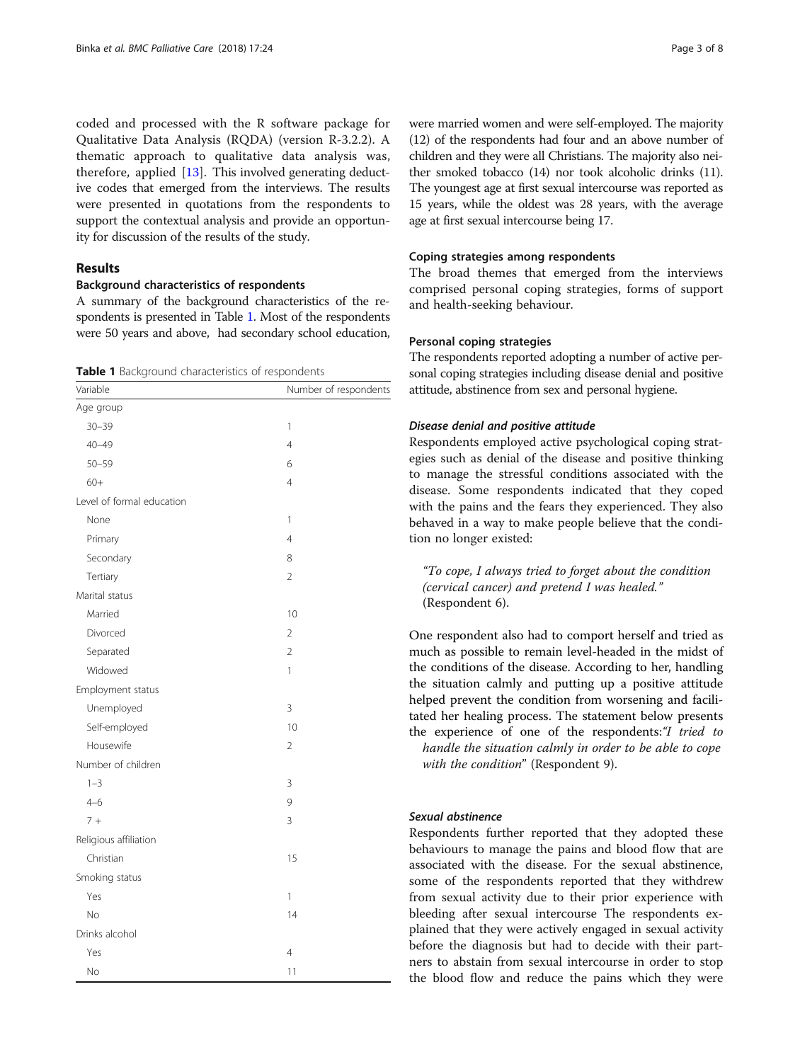coded and processed with the R software package for Qualitative Data Analysis (RQDA) (version R-3.2.2). A thematic approach to qualitative data analysis was, therefore, applied [13]. This involved generating deductive codes that emerged from the interviews. The results were presented in quotations from the respondents to support the contextual analysis and provide an opportunity for discussion of the results of the study.

## Results

### Background characteristics of respondents

A summary of the background characteristics of the respondents is presented in Table 1. Most of the respondents were 50 years and above, had secondary school education, were married women and were self-employed. The majority (12) of the respondents had four and an above number of children and they were all Christians. The majority also neither smoked tobacco (14) nor took alcoholic drinks (11). The youngest age at first sexual intercourse was reported as 15 years, while the oldest was 28 years, with the average age at first sexual intercourse being 17.

**Table 1** Background characteristics of respondents

| Variable | Number of respondents |
|---|---|
| Age group | |
| 30–39 | 1 |
| 40–49 | 4 |
| 50–59 | 6 |
| 60+ | 4 |
| Level of formal education | |
| None | 1 |
| Primary | 4 |
| Secondary | 8 |
| Tertiary | 2 |
| Marital status | |
| Married | 10 |
| Divorced | 2 |
| Separated | 2 |
| Widowed | 1 |
| Employment status | |
| Unemployed | 3 |
| Self-employed | 10 |
| Housewife | 2 |
| Number of children | |
| 1–3 | 3 |
| 4–6 | 9 |
| 7 + | 3 |
| Religious affiliation | |
| Christian | 15 |
| Smoking status | |
| Yes | 1 |
| No | 14 |
| Drinks alcohol | |
| Yes | 4 |
| No | 11 |

### Coping strategies among respondents

The broad themes that emerged from the interviews comprised personal coping strategies, forms of support and health-seeking behaviour.

### Personal coping strategies

The respondents reported adopting a number of active personal coping strategies including disease denial and positive attitude, abstinence from sex and personal hygiene.

#### *Disease denial and positive attitude*

Respondents employed active psychological coping strategies such as denial of the disease and positive thinking to manage the stressful conditions associated with the disease. Some respondents indicated that they coped with the pains and the fears they experienced. They also behaved in a way to make people believe that the condition no longer existed:

> *"To cope, I always tried to forget about the condition (cervical cancer) and pretend I was healed."* (Respondent 6).

One respondent also had to comport herself and tried as much as possible to remain level-headed in the midst of the conditions of the disease. According to her, handling the situation calmly and putting up a positive attitude helped prevent the condition from worsening and facilitated her healing process. The statement below presents the experience of one of the respondents:*"I tried to handle the situation calmly in order to be able to cope with the condition*" (Respondent 9).

#### *Sexual abstinence*

Respondents further reported that they adopted these behaviours to manage the pains and blood flow that are associated with the disease. For the sexual abstinence, some of the respondents reported that they withdrew from sexual activity due to their prior experience with bleeding after sexual intercourse The respondents explained that they were actively engaged in sexual activity before the diagnosis but had to decide with their partners to abstain from sexual intercourse in order to stop the blood flow and reduce the pains which they were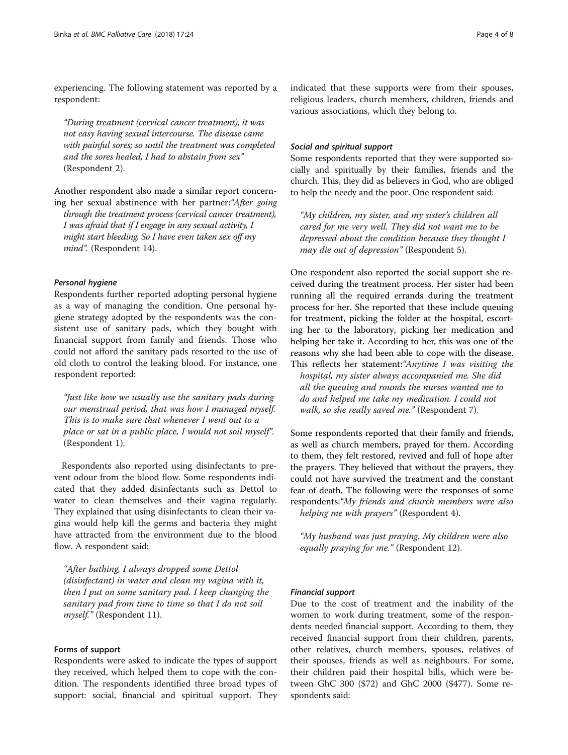experiencing. The following statement was reported by a respondent:

> "During treatment (cervical cancer treatment), it was not easy having sexual intercourse. The disease came with painful sores; so until the treatment was completed and the sores healed, I had to abstain from sex" (Respondent 2).

Another respondent also made a similar report concerning her sexual abstinence with her partner:

> "After going through the treatment process (cervical cancer treatment), I was afraid that if I engage in any sexual activity, I might start bleeding. So I have even taken sex off my mind". (Respondent 14).

#### *Personal hygiene*

Respondents further reported adopting personal hygiene as a way of managing the condition. One personal hygiene strategy adopted by the respondents was the consistent use of sanitary pads, which they bought with financial support from family and friends. Those who could not afford the sanitary pads resorted to the use of old cloth to control the leaking blood. For instance, one respondent reported:

> "Just like how we usually use the sanitary pads during our menstrual period, that was how I managed myself. This is to make sure that whenever I went out to a place or sat in a public place, I would not soil myself". (Respondent 1).

Respondents also reported using disinfectants to prevent odour from the blood flow. Some respondents indicated that they added disinfectants such as Dettol to water to clean themselves and their vagina regularly. They explained that using disinfectants to clean their vagina would help kill the germs and bacteria they might have attracted from the environment due to the blood flow. A respondent said:

> "After bathing, I always dropped some Dettol (disinfectant) in water and clean my vagina with it, then I put on some sanitary pad. I keep changing the sanitary pad from time to time so that I do not soil myself." (Respondent 11).

### Forms of support

Respondents were asked to indicate the types of support they received, which helped them to cope with the condition. The respondents identified three broad types of support: social, financial and spiritual support. They indicated that these supports were from their spouses, religious leaders, church members, children, friends and various associations, which they belong to.

#### *Social and spiritual support*

Some respondents reported that they were supported socially and spiritually by their families, friends and the church. This, they did as believers in God, who are obliged to help the needy and the poor. One respondent said:

> "My children, my sister, and my sister's children all cared for me very well. They did not want me to be depressed about the condition because they thought I may die out of depression" (Respondent 5).

One respondent also reported the social support she received during the treatment process. Her sister had been running all the required errands during the treatment process for her. She reported that these include queuing for treatment, picking the folder at the hospital, escorting her to the laboratory, picking her medication and helping her take it. According to her, this was one of the reasons why she had been able to cope with the disease. This reflects her statement:

> "Anytime I was visiting the hospital, my sister always accompanied me. She did all the queuing and rounds the nurses wanted me to do and helped me take my medication. I could not walk, so she really saved me." (Respondent 7).

Some respondents reported that their family and friends, as well as church members, prayed for them. According to them, they felt restored, revived and full of hope after the prayers. They believed that without the prayers, they could not have survived the treatment and the constant fear of death. The following were the responses of some respondents:

> "My friends and church members were also helping me with prayers" (Respondent 4).

> "My husband was just praying. My children were also equally praying for me." (Respondent 12).

#### *Financial support*

Due to the cost of treatment and the inability of the women to work during treatment, some of the respondents needed financial support. According to them, they received financial support from their children, parents, other relatives, church members, spouses, relatives of their spouses, friends as well as neighbours. For some, their children paid their hospital bills, which were between GhC 300 ($72) and GhC 2000 ($477). Some respondents said: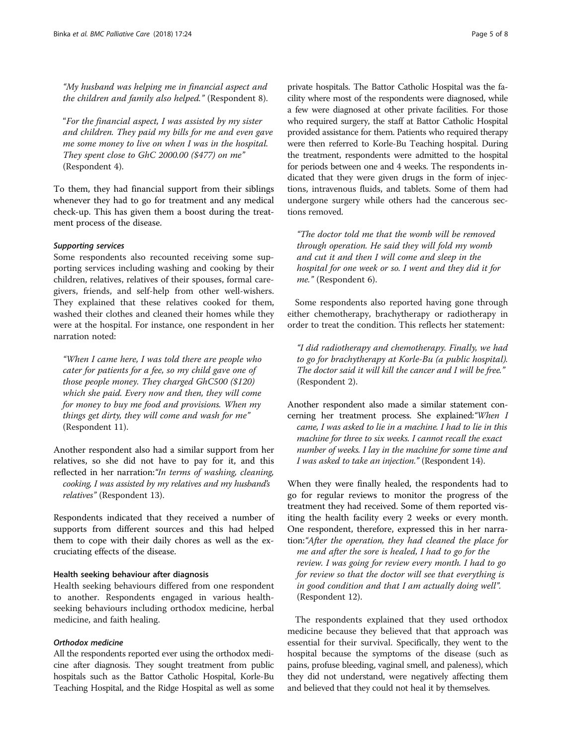*"My husband was helping me in financial aspect and the children and family also helped."* (Respondent 8).

"*For the financial aspect, I was assisted by my sister and children. They paid my bills for me and even gave me some money to live on when I was in the hospital. They spent close to GhC 2000.00 ($477) on me"* (Respondent 4).

To them, they had financial support from their siblings whenever they had to go for treatment and any medical check-up. This has given them a boost during the treatment process of the disease.

#### *Supporting services*

Some respondents also recounted receiving some supporting services including washing and cooking by their children, relatives, relatives of their spouses, formal caregivers, friends, and self-help from other well-wishers. They explained that these relatives cooked for them, washed their clothes and cleaned their homes while they were at the hospital. For instance, one respondent in her narration noted:

*"When I came here, I was told there are people who cater for patients for a fee, so my child gave one of those people money. They charged GhC500 ($120) which she paid. Every now and then, they will come for money to buy me food and provisions. When my things get dirty, they will come and wash for me"* (Respondent 11).

Another respondent also had a similar support from her relatives, so she did not have to pay for it, and this reflected in her narration:*"In terms of washing, cleaning, cooking, I was assisted by my relatives and my husband's relatives"* (Respondent 13).

Respondents indicated that they received a number of supports from different sources and this had helped them to cope with their daily chores as well as the excruciating effects of the disease.

### Health seeking behaviour after diagnosis

Health seeking behaviours differed from one respondent to another. Respondents engaged in various health-seeking behaviours including orthodox medicine, herbal medicine, and faith healing.

#### *Orthodox medicine*

All the respondents reported ever using the orthodox medicine after diagnosis. They sought treatment from public hospitals such as the Battor Catholic Hospital, Korle-Bu Teaching Hospital, and the Ridge Hospital as well as some private hospitals. The Battor Catholic Hospital was the facility where most of the respondents were diagnosed, while a few were diagnosed at other private facilities. For those who required surgery, the staff at Battor Catholic Hospital provided assistance for them. Patients who required therapy were then referred to Korle-Bu Teaching hospital. During the treatment, respondents were admitted to the hospital for periods between one and 4 weeks. The respondents indicated that they were given drugs in the form of injections, intravenous fluids, and tablets. Some of them had undergone surgery while others had the cancerous sections removed.

*"The doctor told me that the womb will be removed through operation. He said they will fold my womb and cut it and then I will come and sleep in the hospital for one week or so. I went and they did it for me."* (Respondent 6).

Some respondents also reported having gone through either chemotherapy, brachytherapy or radiotherapy in order to treat the condition. This reflects her statement:

*"I did radiotherapy and chemotherapy. Finally, we had to go for brachytherapy at Korle-Bu (a public hospital). The doctor said it will kill the cancer and I will be free."* (Respondent 2).

Another respondent also made a similar statement concerning her treatment process. She explained:*"When I came, I was asked to lie in a machine. I had to lie in this machine for three to six weeks. I cannot recall the exact number of weeks. I lay in the machine for some time and I was asked to take an injection."* (Respondent 14).

When they were finally healed, the respondents had to go for regular reviews to monitor the progress of the treatment they had received. Some of them reported visiting the health facility every 2 weeks or every month. One respondent, therefore, expressed this in her narration:*"After the operation, they had cleaned the place for me and after the sore is healed, I had to go for the review. I was going for review every month. I had to go for review so that the doctor will see that everything is in good condition and that I am actually doing well".* (Respondent 12).

The respondents explained that they used orthodox medicine because they believed that that approach was essential for their survival. Specifically, they went to the hospital because the symptoms of the disease (such as pains, profuse bleeding, vaginal smell, and paleness), which they did not understand, were negatively affecting them and believed that they could not heal it by themselves.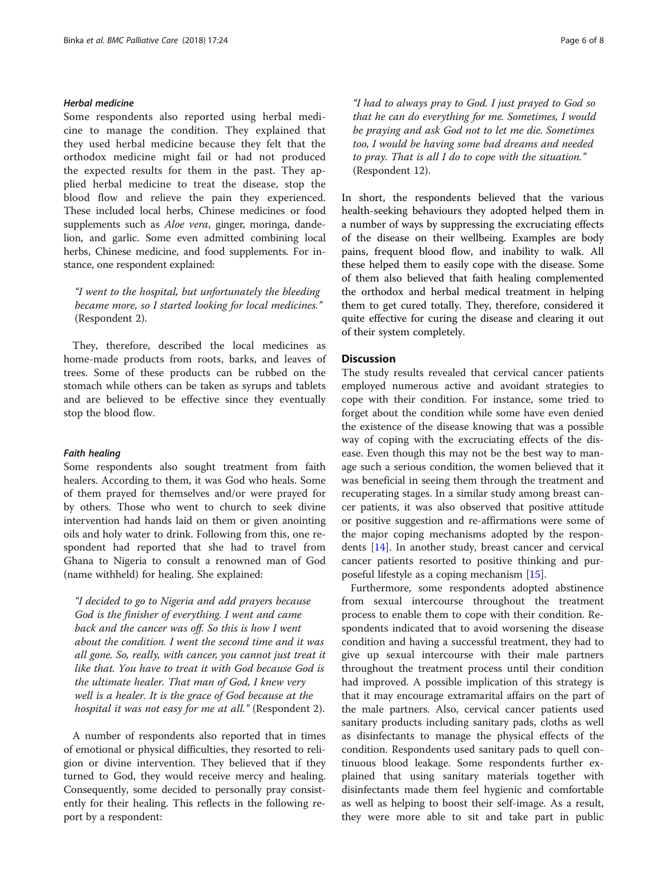#### *Herbal medicine*

Some respondents also reported using herbal medicine to manage the condition. They explained that they used herbal medicine because they felt that the orthodox medicine might fail or had not produced the expected results for them in the past. They applied herbal medicine to treat the disease, stop the blood flow and relieve the pain they experienced. These included local herbs, Chinese medicines or food supplements such as *Aloe vera*, ginger, moringa, dandelion, and garlic. Some even admitted combining local herbs, Chinese medicine, and food supplements. For instance, one respondent explained:

> *"I went to the hospital, but unfortunately the bleeding became more, so I started looking for local medicines."* (Respondent 2).

They, therefore, described the local medicines as home-made products from roots, barks, and leaves of trees. Some of these products can be rubbed on the stomach while others can be taken as syrups and tablets and are believed to be effective since they eventually stop the blood flow.

#### *Faith healing*

Some respondents also sought treatment from faith healers. According to them, it was God who heals. Some of them prayed for themselves and/or were prayed for by others. Those who went to church to seek divine intervention had hands laid on them or given anointing oils and holy water to drink. Following from this, one respondent had reported that she had to travel from Ghana to Nigeria to consult a renowned man of God (name withheld) for healing. She explained:

> *"I decided to go to Nigeria and add prayers because God is the finisher of everything. I went and came back and the cancer was off. So this is how I went about the condition. I went the second time and it was all gone. So, really, with cancer, you cannot just treat it like that. You have to treat it with God because God is the ultimate healer. That man of God, I knew very well is a healer. It is the grace of God because at the hospital it was not easy for me at all."* (Respondent 2).

A number of respondents also reported that in times of emotional or physical difficulties, they resorted to religion or divine intervention. They believed that if they turned to God, they would receive mercy and healing. Consequently, some decided to personally pray consistently for their healing. This reflects in the following report by a respondent:

> *"I had to always pray to God. I just prayed to God so that he can do everything for me. Sometimes, I would be praying and ask God not to let me die. Sometimes too, I would be having some bad dreams and needed to pray. That is all I do to cope with the situation."* (Respondent 12).

In short, the respondents believed that the various health-seeking behaviours they adopted helped them in a number of ways by suppressing the excruciating effects of the disease on their wellbeing. Examples are body pains, frequent blood flow, and inability to walk. All these helped them to easily cope with the disease. Some of them also believed that faith healing complemented the orthodox and herbal medical treatment in helping them to get cured totally. They, therefore, considered it quite effective for curing the disease and clearing it out of their system completely.

## Discussion

The study results revealed that cervical cancer patients employed numerous active and avoidant strategies to cope with their condition. For instance, some tried to forget about the condition while some have even denied the existence of the disease knowing that was a possible way of coping with the excruciating effects of the disease. Even though this may not be the best way to manage such a serious condition, the women believed that it was beneficial in seeing them through the treatment and recuperating stages. In a similar study among breast cancer patients, it was also observed that positive attitude or positive suggestion and re-affirmations were some of the major coping mechanisms adopted by the respondents [14]. In another study, breast cancer and cervical cancer patients resorted to positive thinking and purposeful lifestyle as a coping mechanism [15].

Furthermore, some respondents adopted abstinence from sexual intercourse throughout the treatment process to enable them to cope with their condition. Respondents indicated that to avoid worsening the disease condition and having a successful treatment, they had to give up sexual intercourse with their male partners throughout the treatment process until their condition had improved. A possible implication of this strategy is that it may encourage extramarital affairs on the part of the male partners. Also, cervical cancer patients used sanitary products including sanitary pads, cloths as well as disinfectants to manage the physical effects of the condition. Respondents used sanitary pads to quell continuous blood leakage. Some respondents further explained that using sanitary materials together with disinfectants made them feel hygienic and comfortable as well as helping to boost their self-image. As a result, they were more able to sit and take part in public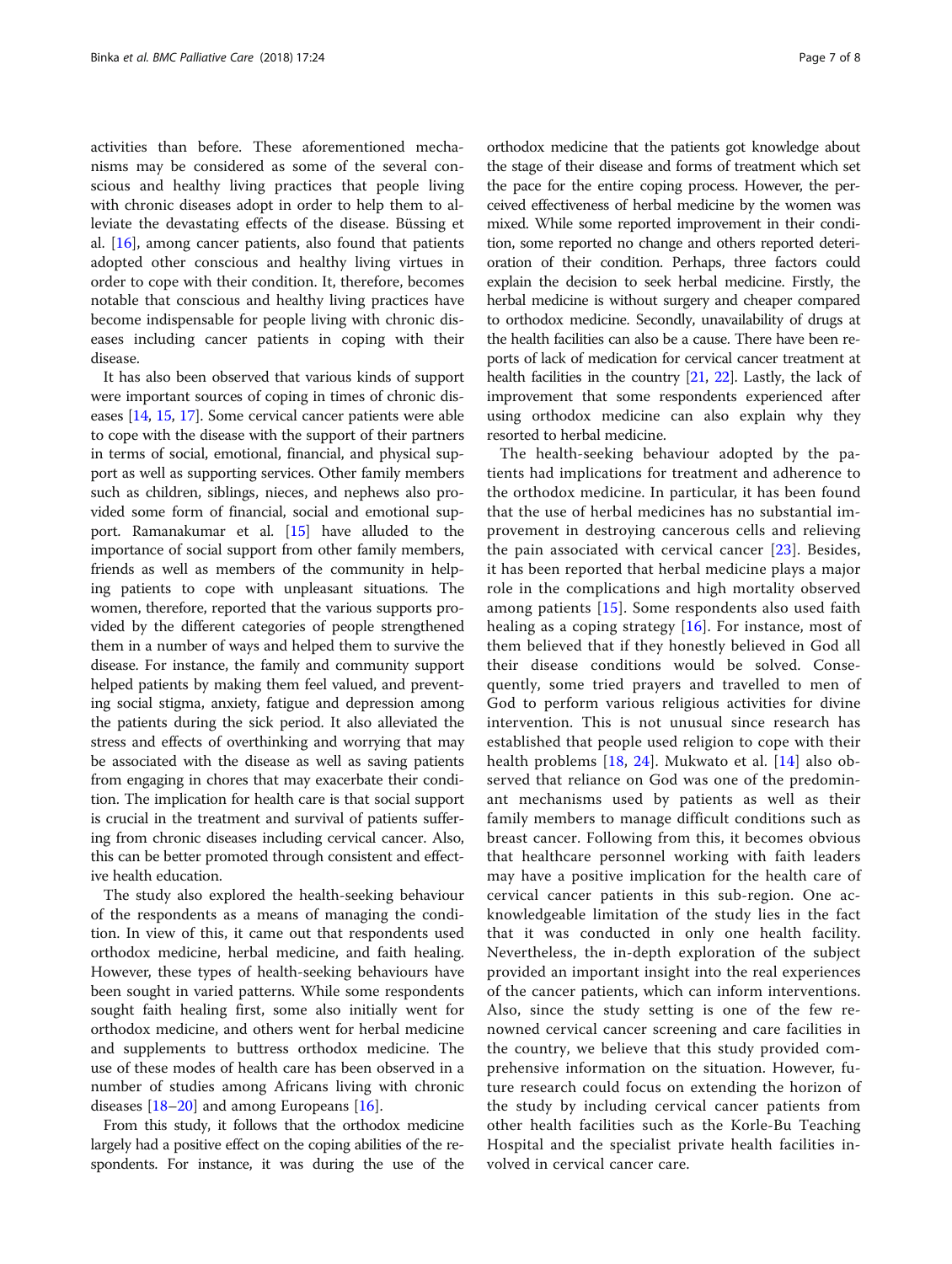activities than before. These aforementioned mechanisms may be considered as some of the several conscious and healthy living practices that people living with chronic diseases adopt in order to help them to alleviate the devastating effects of the disease. Büssing et al. [16], among cancer patients, also found that patients adopted other conscious and healthy living virtues in order to cope with their condition. It, therefore, becomes notable that conscious and healthy living practices have become indispensable for people living with chronic diseases including cancer patients in coping with their disease.

It has also been observed that various kinds of support were important sources of coping in times of chronic diseases [14, 15, 17]. Some cervical cancer patients were able to cope with the disease with the support of their partners in terms of social, emotional, financial, and physical support as well as supporting services. Other family members such as children, siblings, nieces, and nephews also provided some form of financial, social and emotional support. Ramanakumar et al. [15] have alluded to the importance of social support from other family members, friends as well as members of the community in helping patients to cope with unpleasant situations. The women, therefore, reported that the various supports provided by the different categories of people strengthened them in a number of ways and helped them to survive the disease. For instance, the family and community support helped patients by making them feel valued, and preventing social stigma, anxiety, fatigue and depression among the patients during the sick period. It also alleviated the stress and effects of overthinking and worrying that may be associated with the disease as well as saving patients from engaging in chores that may exacerbate their condition. The implication for health care is that social support is crucial in the treatment and survival of patients suffering from chronic diseases including cervical cancer. Also, this can be better promoted through consistent and effective health education.

The study also explored the health-seeking behaviour of the respondents as a means of managing the condition. In view of this, it came out that respondents used orthodox medicine, herbal medicine, and faith healing. However, these types of health-seeking behaviours have been sought in varied patterns. While some respondents sought faith healing first, some also initially went for orthodox medicine, and others went for herbal medicine and supplements to buttress orthodox medicine. The use of these modes of health care has been observed in a number of studies among Africans living with chronic diseases [18–20] and among Europeans [16].

From this study, it follows that the orthodox medicine largely had a positive effect on the coping abilities of the respondents. For instance, it was during the use of the orthodox medicine that the patients got knowledge about the stage of their disease and forms of treatment which set the pace for the entire coping process. However, the perceived effectiveness of herbal medicine by the women was mixed. While some reported improvement in their condition, some reported no change and others reported deterioration of their condition. Perhaps, three factors could explain the decision to seek herbal medicine. Firstly, the herbal medicine is without surgery and cheaper compared to orthodox medicine. Secondly, unavailability of drugs at the health facilities can also be a cause. There have been reports of lack of medication for cervical cancer treatment at health facilities in the country [21, 22]. Lastly, the lack of improvement that some respondents experienced after using orthodox medicine can also explain why they resorted to herbal medicine.

The health-seeking behaviour adopted by the patients had implications for treatment and adherence to the orthodox medicine. In particular, it has been found that the use of herbal medicines has no substantial improvement in destroying cancerous cells and relieving the pain associated with cervical cancer [23]. Besides, it has been reported that herbal medicine plays a major role in the complications and high mortality observed among patients [15]. Some respondents also used faith healing as a coping strategy [16]. For instance, most of them believed that if they honestly believed in God all their disease conditions would be solved. Consequently, some tried prayers and travelled to men of God to perform various religious activities for divine intervention. This is not unusual since research has established that people used religion to cope with their health problems [18, 24]. Mukwato et al. [14] also observed that reliance on God was one of the predominant mechanisms used by patients as well as their family members to manage difficult conditions such as breast cancer. Following from this, it becomes obvious that healthcare personnel working with faith leaders may have a positive implication for the health care of cervical cancer patients in this sub-region. One acknowledgeable limitation of the study lies in the fact that it was conducted in only one health facility. Nevertheless, the in-depth exploration of the subject provided an important insight into the real experiences of the cancer patients, which can inform interventions. Also, since the study setting is one of the few renowned cervical cancer screening and care facilities in the country, we believe that this study provided comprehensive information on the situation. However, future research could focus on extending the horizon of the study by including cervical cancer patients from other health facilities such as the Korle-Bu Teaching Hospital and the specialist private health facilities involved in cervical cancer care.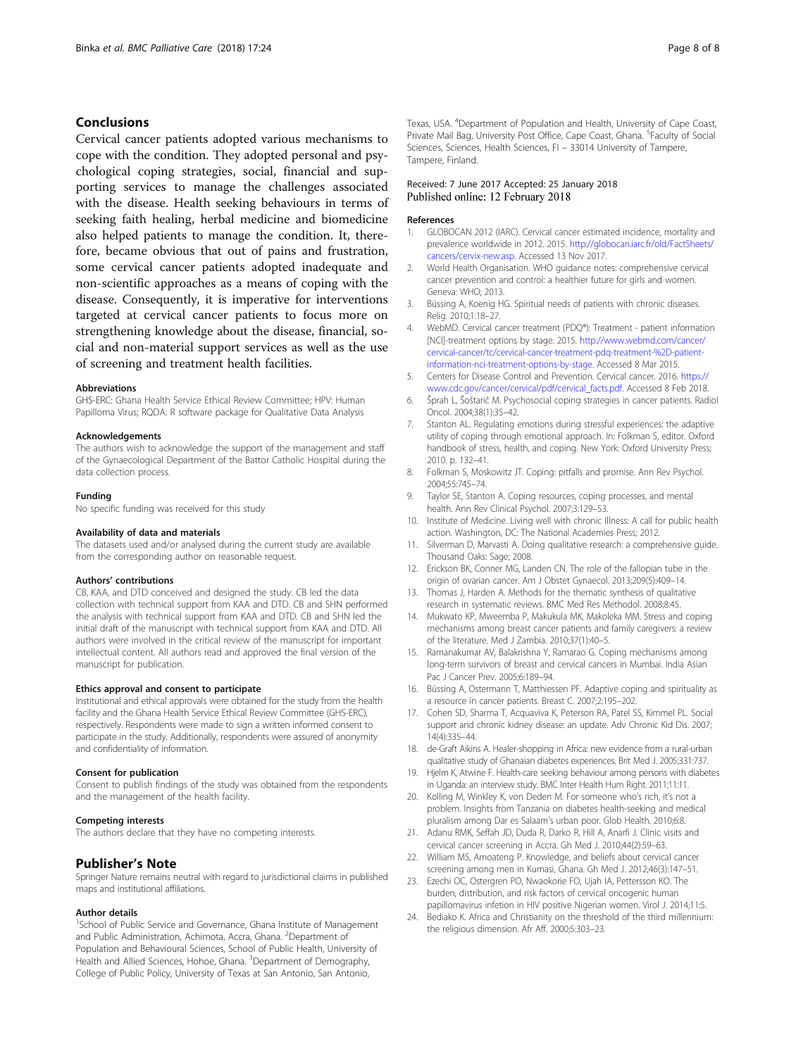## Conclusions

Cervical cancer patients adopted various mechanisms to cope with the condition. They adopted personal and psychological coping strategies, social, financial and supporting services to manage the challenges associated with the disease. Health seeking behaviours in terms of seeking faith healing, herbal medicine and biomedicine also helped patients to manage the condition. It, therefore, became obvious that out of pains and frustration, some cervical cancer patients adopted inadequate and non-scientific approaches as a means of coping with the disease. Consequently, it is imperative for interventions targeted at cervical cancer patients to focus more on strengthening knowledge about the disease, financial, social and non-material support services as well as the use of screening and treatment health facilities.

#### Abbreviations

GHS-ERC: Ghana Health Service Ethical Review Committee; HPV: Human Papilloma Virus; RQDA: R software package for Qualitative Data Analysis

#### Acknowledgements

The authors wish to acknowledge the support of the management and staff of the Gynaecological Department of the Battor Catholic Hospital during the data collection process.

#### Funding

No specific funding was received for this study

#### Availability of data and materials

The datasets used and/or analysed during the current study are available from the corresponding author on reasonable request.

#### Authors' contributions

CB, KAA, and DTD conceived and designed the study. CB led the data collection with technical support from KAA and DTD. CB and SHN performed the analysis with technical support from KAA and DTD. CB and SHN led the initial draft of the manuscript with technical support from KAA and DTD. All authors were involved in the critical review of the manuscript for important intellectual content. All authors read and approved the final version of the manuscript for publication.

#### Ethics approval and consent to participate

Institutional and ethical approvals were obtained for the study from the health facility and the Ghana Health Service Ethical Review Committee (GHS-ERC), respectively. Respondents were made to sign a written informed consent to participate in the study. Additionally, respondents were assured of anonymity and confidentiality of information.

#### Consent for publication

Consent to publish findings of the study was obtained from the respondents and the management of the health facility.

#### Competing interests

The authors declare that they have no competing interests.

## Publisher's Note

Springer Nature remains neutral with regard to jurisdictional claims in published maps and institutional affiliations.

#### Author details

[1]School of Public Service and Governance, Ghana Institute of Management and Public Administration, Achimota, Accra, Ghana. [2]Department of Population and Behavioural Sciences, School of Public Health, University of Health and Allied Sciences, Hohoe, Ghana. [3]Department of Demography, College of Public Policy, University of Texas at San Antonio, San Antonio, Texas, USA. [4]Department of Population and Health, University of Cape Coast, Private Mail Bag, University Post Office, Cape Coast, Ghana. [5]Faculty of Social Sciences, Sciences, Health Sciences, FI – 33014 University of Tampere, Tampere, Finland.

Received: 7 June 2017 Accepted: 25 January 2018
Published online: 12 February 2018

#### References

1. GLOBOCAN 2012 (IARC). Cervical cancer estimated incidence, mortality and prevalence worldwide in 2012. 2015. http://globocan.iarc.fr/old/FactSheets/cancers/cervix-new.asp. Accessed 13 Nov 2017.
2. World Health Organisation. WHO guidance notes: comprehensive cervical cancer prevention and control: a healthier future for girls and women. Geneva: WHO; 2013.
3. Büssing A, Koenig HG. Spiritual needs of patients with chronic diseases. Relig. 2010;1:18–27.
4. WebMD. Cervical cancer treatment (PDQ®): Treatment - patient information [NCI]-treatment options by stage. 2015. http://www.webmd.com/cancer/cervical-cancer/tc/cervical-cancer-treatment-pdq-treatment-%2D-patient-information-nci-treatment-options-by-stage. Accessed 8 Mar 2015.
5. Centers for Disease Control and Prevention. Cervical cancer. 2016. https://www.cdc.gov/cancer/cervical/pdf/cervical_facts.pdf. Accessed 8 Feb 2018.
6. Šprah L, Šoštarič M. Psychosocial coping strategies in cancer patients. Radiol Oncol. 2004;38(1):35–42.
7. Stanton AL. Regulating emotions during stressful experiences: the adaptive utility of coping through emotional approach. In: Folkman S, editor. Oxford handbook of stress, health, and coping. New York: Oxford University Press; 2010. p. 132–41.
8. Folkman S, Moskowitz JT. Coping: pitfalls and promise. Ann Rev Psychol. 2004;55:745–74.
9. Taylor SE, Stanton A. Coping resources, coping processes, and mental health. Ann Rev Clinical Psychol. 2007;3:129–53.
10. Institute of Medicine. Living well with chronic Illness: A call for public health action. Washington, DC: The National Academies Press; 2012.
11. Silverman D, Marvasti A. Doing qualitative research: a comprehensive guide. Thousand Oaks: Sage; 2008.
12. Erickson BK, Conner MG, Landen CN. The role of the fallopian tube in the origin of ovarian cancer. Am J Obstet Gynaecol. 2013;209(5):409–14.
13. Thomas J, Harden A. Methods for the thematic synthesis of qualitative research in systematic reviews. BMC Med Res Methodol. 2008;8:45.
14. Mukwato KP, Mweemba P, Makukula MK, Makoleka MM. Stress and coping mechanisms among breast cancer patients and family caregivers: a review of the literature. Med J Zambia. 2010;37(1):40–5.
15. Ramanakumar AV, Balakrishna Y, Ramarao G. Coping mechanisms among long-term survivors of breast and cervical cancers in Mumbai. India Asian Pac J Cancer Prev. 2005;6:189–94.
16. Büssing A, Ostermann T, Matthiessen PF. Adaptive coping and spirituality as a resource in cancer patients. Breast C. 2007;2:195–202.
17. Cohen SD, Sharma T, Acquaviva K, Peterson RA, Patel SS, Kimmel PL. Social support and chronic kidney disease: an update. Adv Chronic Kid Dis. 2007;14(4):335–44.
18. de-Graft Aikins A. Healer-shopping in Africa: new evidence from a rural-urban qualitative study of Ghanaian diabetes experiences. Brit Med J. 2005;331:737.
19. Hjelm K, Atwine F. Health-care seeking behaviour among persons with diabetes in Uganda: an interview study. BMC Inter Health Hum Right. 2011;11:11.
20. Kolling M, Winkley K, von Deden M. For someone who's rich, it's not a problem. Insights from Tanzania on diabetes health-seeking and medical pluralism among Dar es Salaam's urban poor. Glob Health. 2010;6:8.
21. Adanu RMK, Seffah JD, Duda R, Darko R, Hill A, Anarfi J. Clinic visits and cervical cancer screening in Accra. Gh Med J. 2010;44(2):59–63.
22. William MS, Amoateng P. Knowledge, and beliefs about cervical cancer screening among men in Kumasi, Ghana. Gh Med J. 2012;46(3):147–51.
23. Ezechi OC, Ostergren PO, Nwaokorie FO, Ujah IA, Pettersson KO. The burden, distribution, and risk factors of cervical oncogenic human papillomavirus infetion in HIV positive Nigerian women. Virol J. 2014;11:5.
24. Bediako K. Africa and Christianity on the threshold of the third millennium: the religious dimension. Afr Aff. 2000;5:303–23.